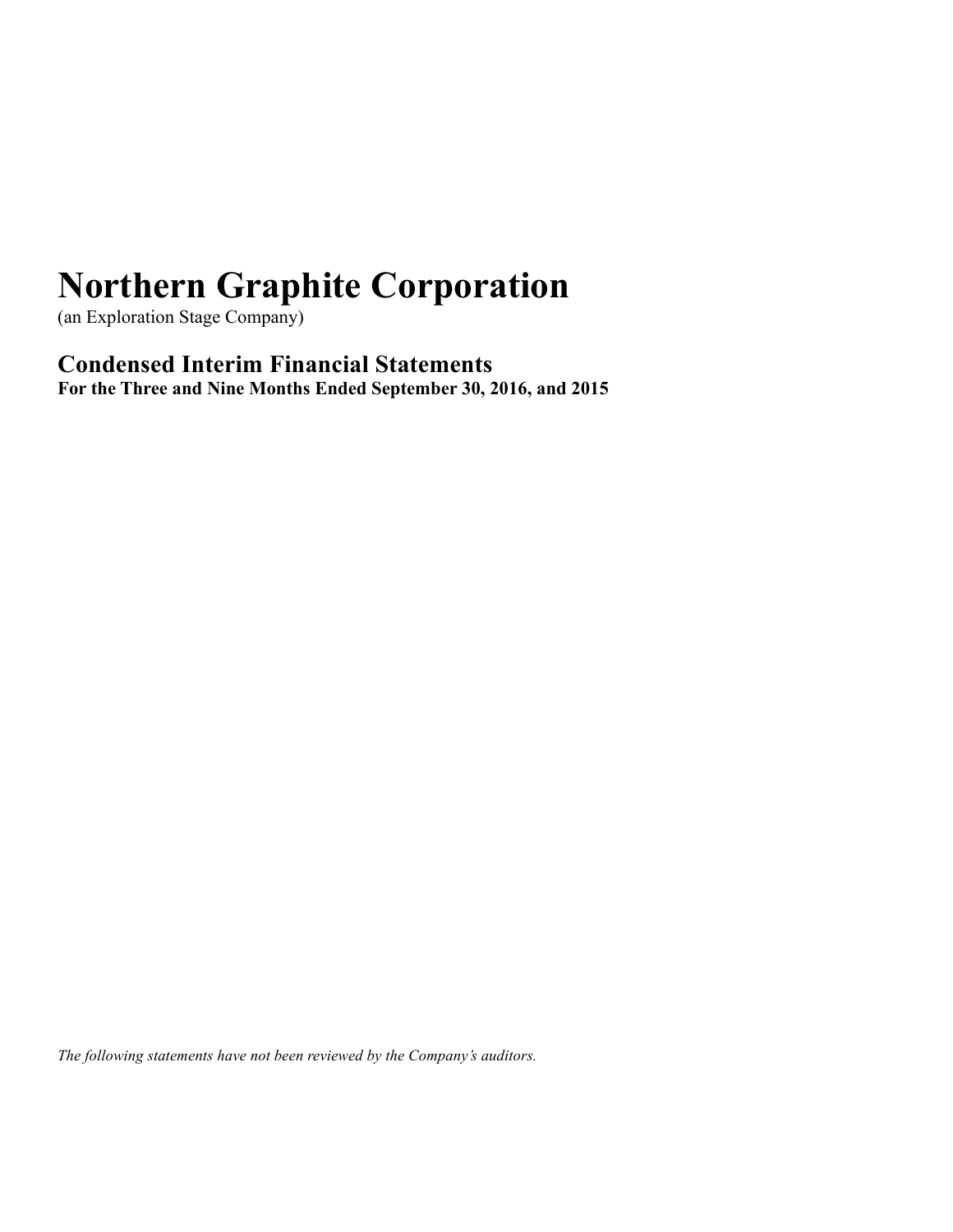# Northern Graphite Corporation

(an Exploration Stage Company)

## Condensed Interim Financial Statements

**For the Three and Nine Months Ended September 30, 2016, and 2015**

*The following statements have not been reviewed by the Company's auditors.*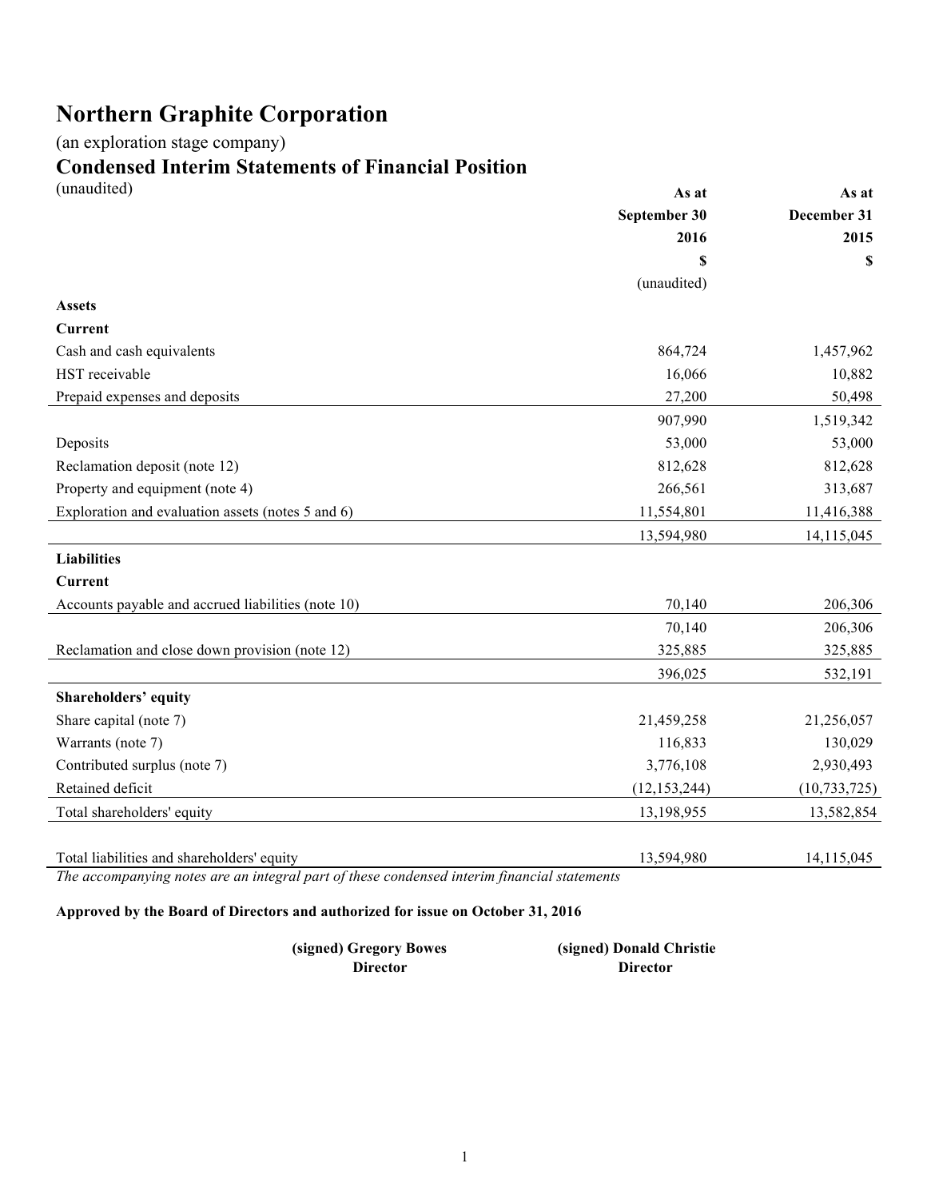# Northern Graphite Corporation

(an exploration stage company)

## Condensed Interim Statements of Financial Position

(unaudited)

| | As at September 30 2016 $ (unaudited) | As at December 31 2015 $ |
|---|---|---|
| **Assets** | | |
| **Current** | | |
| Cash and cash equivalents | 864,724 | 1,457,962 |
| HST receivable | 16,066 | 10,882 |
| Prepaid expenses and deposits | 27,200 | 50,498 |
| | 907,990 | 1,519,342 |
| Deposits | 53,000 | 53,000 |
| Reclamation deposit (note 12) | 812,628 | 812,628 |
| Property and equipment (note 4) | 266,561 | 313,687 |
| Exploration and evaluation assets (notes 5 and 6) | 11,554,801 | 11,416,388 |
| | 13,594,980 | 14,115,045 |
| **Liabilities** | | |
| **Current** | | |
| Accounts payable and accrued liabilities (note 10) | 70,140 | 206,306 |
| | 70,140 | 206,306 |
| Reclamation and close down provision (note 12) | 325,885 | 325,885 |
| | 396,025 | 532,191 |
| **Shareholders' equity** | | |
| Share capital (note 7) | 21,459,258 | 21,256,057 |
| Warrants (note 7) | 116,833 | 130,029 |
| Contributed surplus (note 7) | 3,776,108 | 2,930,493 |
| Retained deficit | (12,153,244) | (10,733,725) |
| Total shareholders' equity | 13,198,955 | 13,582,854 |
| | | |
| Total liabilities and shareholders' equity | 13,594,980 | 14,115,045 |

*The accompanying notes are an integral part of these condensed interim financial statements*

**Approved by the Board of Directors and authorized for issue on October 31, 2016**

**(signed) Gregory Bowes**
**Director**

**(signed) Donald Christie**
**Director**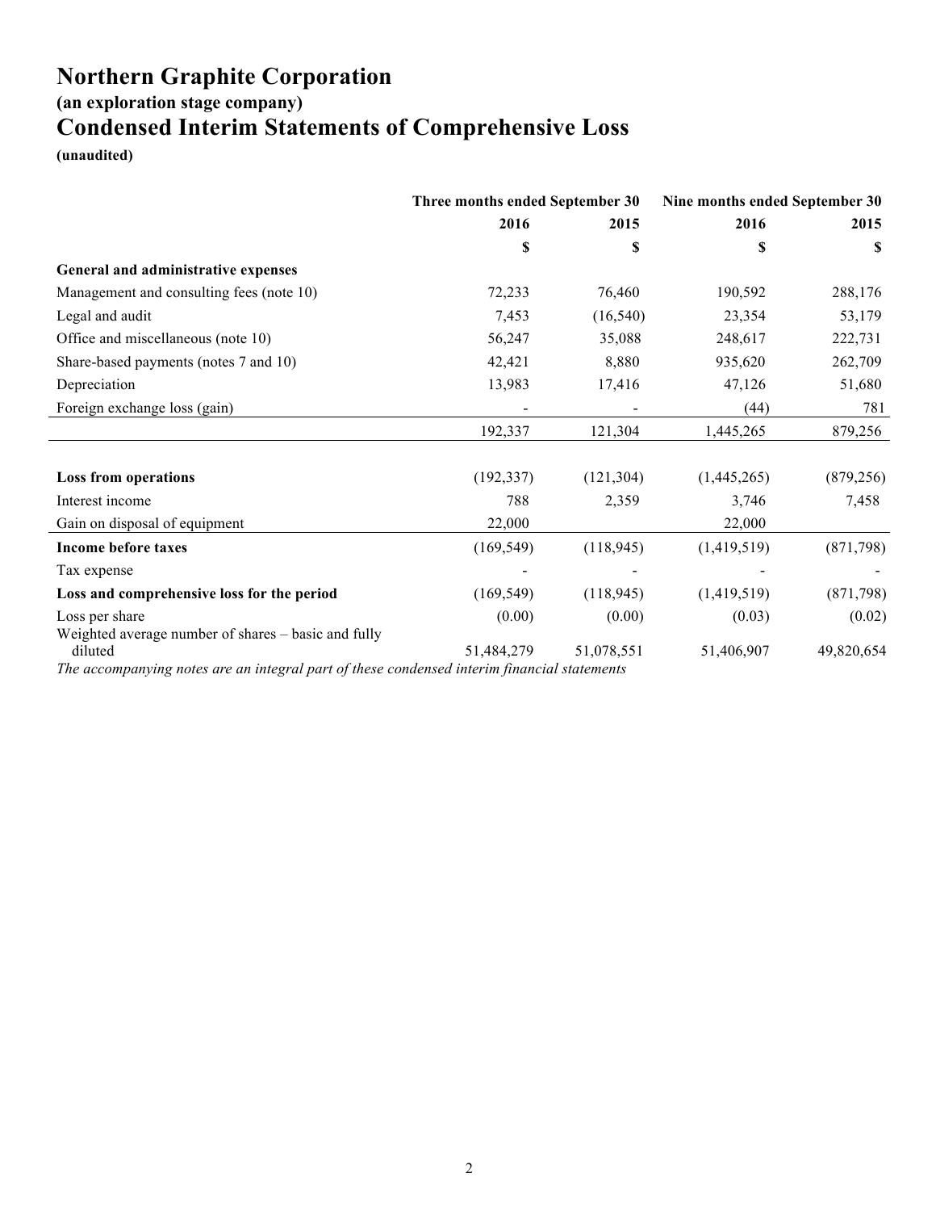# Northern Graphite Corporation

### (an exploration stage company)

## Condensed Interim Statements of Comprehensive Loss

**(unaudited)**

| | Three months ended September 30 | | Nine months ended September 30 | |
|---|---|---|---|---|
| | **2016** | **2015** | **2016** | **2015** |
| | **$** | **$** | **$** | **$** |
| **General and administrative expenses** | | | | |
| Management and consulting fees (note 10) | 72,233 | 76,460 | 190,592 | 288,176 |
| Legal and audit | 7,453 | (16,540) | 23,354 | 53,179 |
| Office and miscellaneous (note 10) | 56,247 | 35,088 | 248,617 | 222,731 |
| Share-based payments (notes 7 and 10) | 42,421 | 8,880 | 935,620 | 262,709 |
| Depreciation | 13,983 | 17,416 | 47,126 | 51,680 |
| Foreign exchange loss (gain) | - | - | (44) | 781 |
| | 192,337 | 121,304 | 1,445,265 | 879,256 |
| **Loss from operations** | (192,337) | (121,304) | (1,445,265) | (879,256) |
| Interest income | 788 | 2,359 | 3,746 | 7,458 |
| Gain on disposal of equipment | 22,000 | | 22,000 | |
| **Income before taxes** | (169,549) | (118,945) | (1,419,519) | (871,798) |
| Tax expense | - | - | - | - |
| **Loss and comprehensive loss for the period** | (169,549) | (118,945) | (1,419,519) | (871,798) |
| Loss per share | (0.00) | (0.00) | (0.03) | (0.02) |
| Weighted average number of shares – basic and fully diluted | 51,484,279 | 51,078,551 | 51,406,907 | 49,820,654 |

*The accompanying notes are an integral part of these condensed interim financial statements*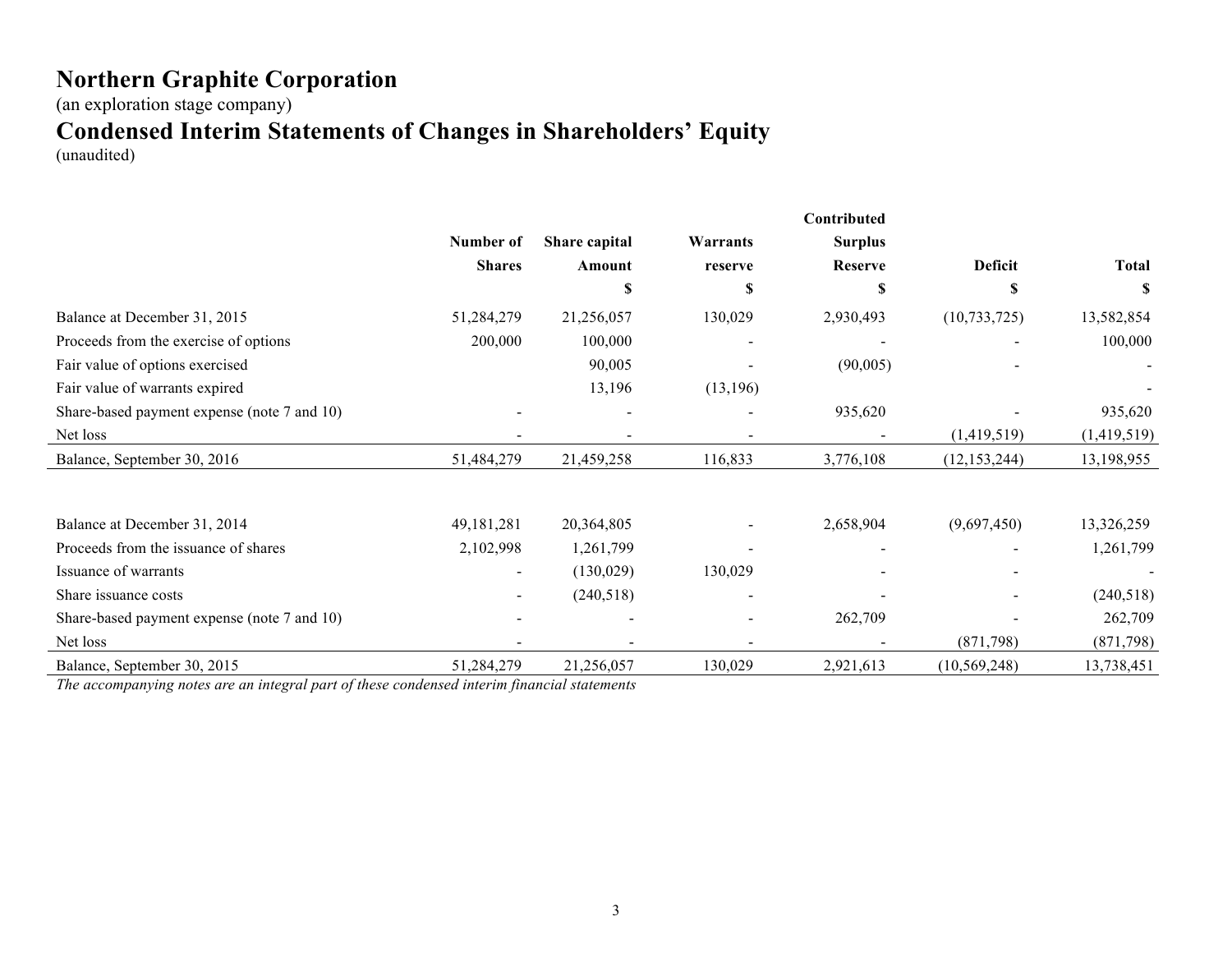# Northern Graphite Corporation

(an exploration stage company)

# Condensed Interim Statements of Changes in Shareholders' Equity

(unaudited)

| | Number of Shares | Share capital Amount | Warrants reserve | Contributed Surplus Reserve | Deficit | Total |
|---|---|---|---|---|---|---|
| | | $ | $ | $ | $ | $ |
| Balance at December 31, 2015 | 51,284,279 | 21,256,057 | 130,029 | 2,930,493 | (10,733,725) | 13,582,854 |
| Proceeds from the exercise of options | 200,000 | 100,000 | - | - | - | 100,000 |
| Fair value of options exercised | | 90,005 | - | (90,005) | - | - |
| Fair value of warrants expired | | 13,196 | (13,196) | | | - |
| Share-based payment expense (note 7 and 10) | - | - | - | 935,620 | - | 935,620 |
| Net loss | - | - | - | - | (1,419,519) | (1,419,519) |
| Balance, September 30, 2016 | 51,484,279 | 21,459,258 | 116,833 | 3,776,108 | (12,153,244) | 13,198,955 |
| | | | | | | |
| Balance at December 31, 2014 | 49,181,281 | 20,364,805 | - | 2,658,904 | (9,697,450) | 13,326,259 |
| Proceeds from the issuance of shares | 2,102,998 | 1,261,799 | - | - | - | 1,261,799 |
| Issuance of warrants | - | (130,029) | 130,029 | - | - | - |
| Share issuance costs | - | (240,518) | - | - | - | (240,518) |
| Share-based payment expense (note 7 and 10) | - | - | - | 262,709 | - | 262,709 |
| Net loss | - | - | - | - | (871,798) | (871,798) |
| Balance, September 30, 2015 | 51,284,279 | 21,256,057 | 130,029 | 2,921,613 | (10,569,248) | 13,738,451 |

*The accompanying notes are an integral part of these condensed interim financial statements*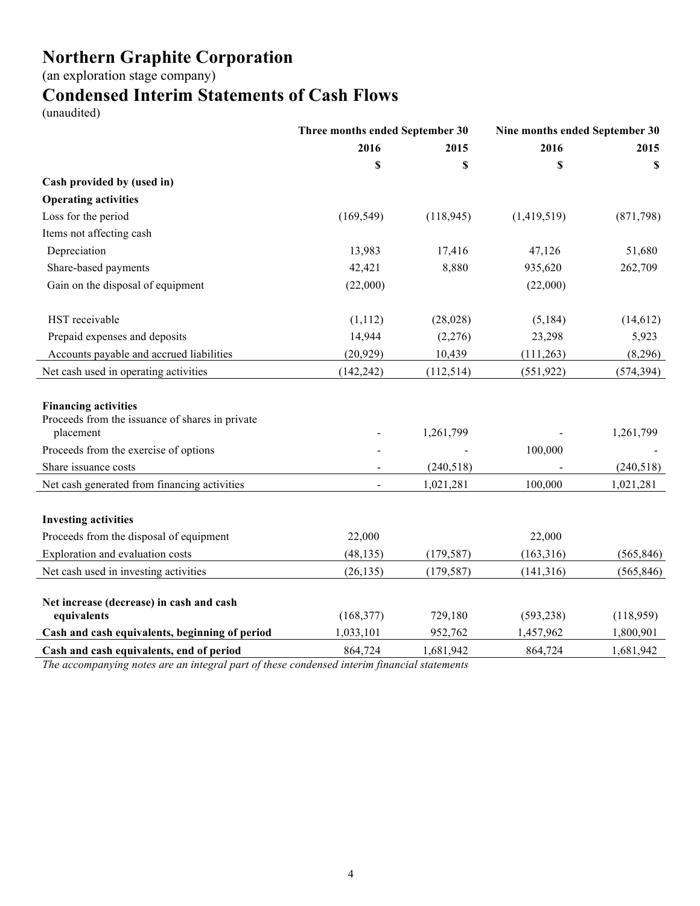# Northern Graphite Corporation

(an exploration stage company)

# Condensed Interim Statements of Cash Flows

(unaudited)

| | Three months ended September 30 | | Nine months ended September 30 | |
|---|---|---|---|---|
| | 2016 | 2015 | 2016 | 2015 |
| | $ | $ | $ | $ |
| **Cash provided by (used in)** | | | | |
| **Operating activities** | | | | |
| Loss for the period | (169,549) | (118,945) | (1,419,519) | (871,798) |
| Items not affecting cash | | | | |
| Depreciation | 13,983 | 17,416 | 47,126 | 51,680 |
| Share-based payments | 42,421 | 8,880 | 935,620 | 262,709 |
| Gain on the disposal of equipment | (22,000) | | (22,000) | |
| HST receivable | (1,112) | (28,028) | (5,184) | (14,612) |
| Prepaid expenses and deposits | 14,944 | (2,276) | 23,298 | 5,923 |
| Accounts payable and accrued liabilities | (20,929) | 10,439 | (111,263) | (8,296) |
| Net cash used in operating activities | (142,242) | (112,514) | (551,922) | (574,394) |
| **Financing activities** | | | | |
| Proceeds from the issuance of shares in private placement | - | 1,261,799 | - | 1,261,799 |
| Proceeds from the exercise of options | - | - | 100,000 | - |
| Share issuance costs | - | (240,518) | - | (240,518) |
| Net cash generated from financing activities | - | 1,021,281 | 100,000 | 1,021,281 |
| **Investing activities** | | | | |
| Proceeds from the disposal of equipment | 22,000 | | 22,000 | |
| Exploration and evaluation costs | (48,135) | (179,587) | (163,316) | (565,846) |
| Net cash used in investing activities | (26,135) | (179,587) | (141,316) | (565,846) |
| **Net increase (decrease) in cash and cash equivalents** | (168,377) | 729,180 | (593,238) | (118,959) |
| **Cash and cash equivalents, beginning of period** | 1,033,101 | 952,762 | 1,457,962 | 1,800,901 |
| **Cash and cash equivalents, end of period** | 864,724 | 1,681,942 | 864,724 | 1,681,942 |

*The accompanying notes are an integral part of these condensed interim financial statements*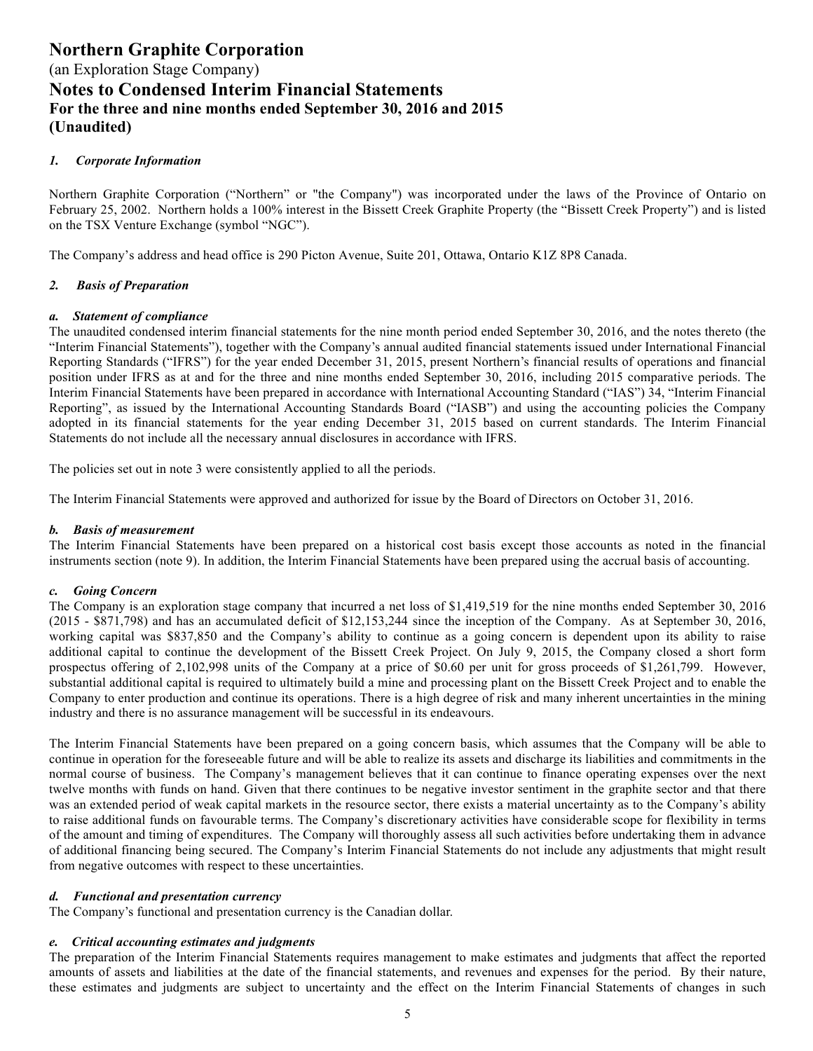# Northern Graphite Corporation

(an Exploration Stage Company)

## Notes to Condensed Interim Financial Statements

### For the three and nine months ended September 30, 2016 and 2015

### (Unaudited)

#### *1. Corporate Information*

Northern Graphite Corporation ("Northern" or "the Company") was incorporated under the laws of the Province of Ontario on February 25, 2002. Northern holds a 100% interest in the Bissett Creek Graphite Property (the "Bissett Creek Property") and is listed on the TSX Venture Exchange (symbol "NGC").

The Company's address and head office is 290 Picton Avenue, Suite 201, Ottawa, Ontario K1Z 8P8 Canada.

#### *2. Basis of Preparation*

##### *a. Statement of compliance*

The unaudited condensed interim financial statements for the nine month period ended September 30, 2016, and the notes thereto (the "Interim Financial Statements"), together with the Company's annual audited financial statements issued under International Financial Reporting Standards ("IFRS") for the year ended December 31, 2015, present Northern's financial results of operations and financial position under IFRS as at and for the three and nine months ended September 30, 2016, including 2015 comparative periods. The Interim Financial Statements have been prepared in accordance with International Accounting Standard ("IAS") 34, "Interim Financial Reporting", as issued by the International Accounting Standards Board ("IASB") and using the accounting policies the Company adopted in its financial statements for the year ending December 31, 2015 based on current standards. The Interim Financial Statements do not include all the necessary annual disclosures in accordance with IFRS.

The policies set out in note 3 were consistently applied to all the periods.

The Interim Financial Statements were approved and authorized for issue by the Board of Directors on October 31, 2016.

##### *b. Basis of measurement*

The Interim Financial Statements have been prepared on a historical cost basis except those accounts as noted in the financial instruments section (note 9). In addition, the Interim Financial Statements have been prepared using the accrual basis of accounting.

##### *c. Going Concern*

The Company is an exploration stage company that incurred a net loss of $1,419,519 for the nine months ended September 30, 2016 (2015 - $871,798) and has an accumulated deficit of $12,153,244 since the inception of the Company. As at September 30, 2016, working capital was $837,850 and the Company's ability to continue as a going concern is dependent upon its ability to raise additional capital to continue the development of the Bissett Creek Project. On July 9, 2015, the Company closed a short form prospectus offering of 2,102,998 units of the Company at a price of $0.60 per unit for gross proceeds of $1,261,799. However, substantial additional capital is required to ultimately build a mine and processing plant on the Bissett Creek Project and to enable the Company to enter production and continue its operations. There is a high degree of risk and many inherent uncertainties in the mining industry and there is no assurance management will be successful in its endeavours.

The Interim Financial Statements have been prepared on a going concern basis, which assumes that the Company will be able to continue in operation for the foreseeable future and will be able to realize its assets and discharge its liabilities and commitments in the normal course of business. The Company's management believes that it can continue to finance operating expenses over the next twelve months with funds on hand. Given that there continues to be negative investor sentiment in the graphite sector and that there was an extended period of weak capital markets in the resource sector, there exists a material uncertainty as to the Company's ability to raise additional funds on favourable terms. The Company's discretionary activities have considerable scope for flexibility in terms of the amount and timing of expenditures. The Company will thoroughly assess all such activities before undertaking them in advance of additional financing being secured. The Company's Interim Financial Statements do not include any adjustments that might result from negative outcomes with respect to these uncertainties.

##### *d. Functional and presentation currency*

The Company's functional and presentation currency is the Canadian dollar.

##### *e. Critical accounting estimates and judgments*

The preparation of the Interim Financial Statements requires management to make estimates and judgments that affect the reported amounts of assets and liabilities at the date of the financial statements, and revenues and expenses for the period. By their nature, these estimates and judgments are subject to uncertainty and the effect on the Interim Financial Statements of changes in such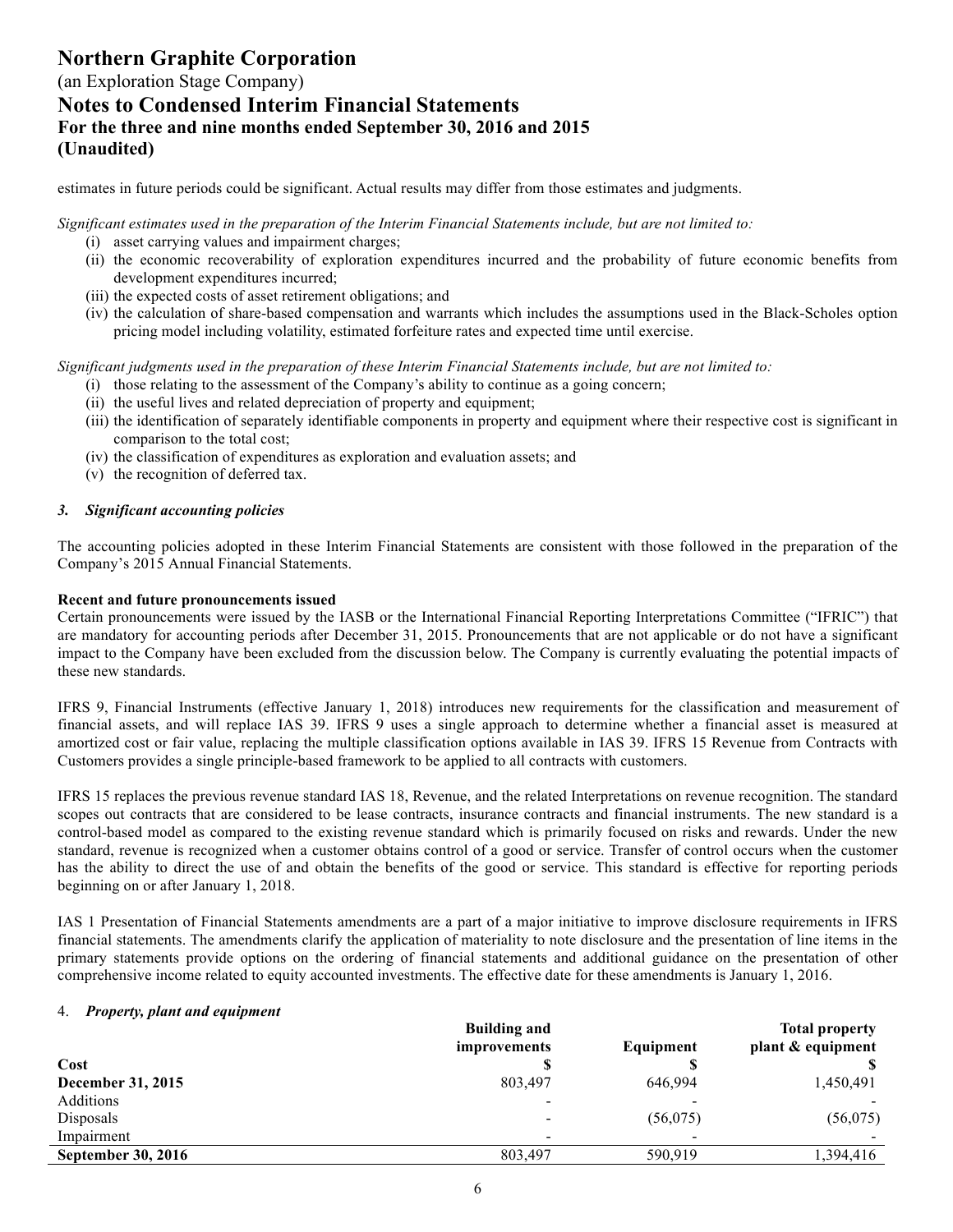estimates in future periods could be significant. Actual results may differ from those estimates and judgments.

*Significant estimates used in the preparation of the Interim Financial Statements include, but are not limited to:*

(i) asset carrying values and impairment charges;
(ii) the economic recoverability of exploration expenditures incurred and the probability of future economic benefits from development expenditures incurred;
(iii) the expected costs of asset retirement obligations; and
(iv) the calculation of share-based compensation and warrants which includes the assumptions used in the Black-Scholes option pricing model including volatility, estimated forfeiture rates and expected time until exercise.

*Significant judgments used in the preparation of these Interim Financial Statements include, but are not limited to:*

(i) those relating to the assessment of the Company's ability to continue as a going concern;
(ii) the useful lives and related depreciation of property and equipment;
(iii) the identification of separately identifiable components in property and equipment where their respective cost is significant in comparison to the total cost;
(iv) the classification of expenditures as exploration and evaluation assets; and
(v) the recognition of deferred tax.

### *3. Significant accounting policies*

The accounting policies adopted in these Interim Financial Statements are consistent with those followed in the preparation of the Company's 2015 Annual Financial Statements.

**Recent and future pronouncements issued**

Certain pronouncements were issued by the IASB or the International Financial Reporting Interpretations Committee ("IFRIC") that are mandatory for accounting periods after December 31, 2015. Pronouncements that are not applicable or do not have a significant impact to the Company have been excluded from the discussion below. The Company is currently evaluating the potential impacts of these new standards.

IFRS 9, Financial Instruments (effective January 1, 2018) introduces new requirements for the classification and measurement of financial assets, and will replace IAS 39. IFRS 9 uses a single approach to determine whether a financial asset is measured at amortized cost or fair value, replacing the multiple classification options available in IAS 39. IFRS 15 Revenue from Contracts with Customers provides a single principle-based framework to be applied to all contracts with customers.

IFRS 15 replaces the previous revenue standard IAS 18, Revenue, and the related Interpretations on revenue recognition. The standard scopes out contracts that are considered to be lease contracts, insurance contracts and financial instruments. The new standard is a control-based model as compared to the existing revenue standard which is primarily focused on risks and rewards. Under the new standard, revenue is recognized when a customer obtains control of a good or service. Transfer of control occurs when the customer has the ability to direct the use of and obtain the benefits of the good or service. This standard is effective for reporting periods beginning on or after January 1, 2018.

IAS 1 Presentation of Financial Statements amendments are a part of a major initiative to improve disclosure requirements in IFRS financial statements. The amendments clarify the application of materiality to note disclosure and the presentation of line items in the primary statements provide options on the ordering of financial statements and additional guidance on the presentation of other comprehensive income related to equity accounted investments. The effective date for these amendments is January 1, 2016.

### 4. *Property, plant and equipment*

| | Building and improvements | Equipment | Total property plant & equipment |
|---|---|---|---|
| **Cost** | **$** | **$** | **$** |
| **December 31, 2015** | 803,497 | 646,994 | 1,450,491 |
| Additions | - | - | - |
| Disposals | - | (56,075) | (56,075) |
| Impairment | - | - | - |
| **September 30, 2016** | 803,497 | 590,919 | 1,394,416 |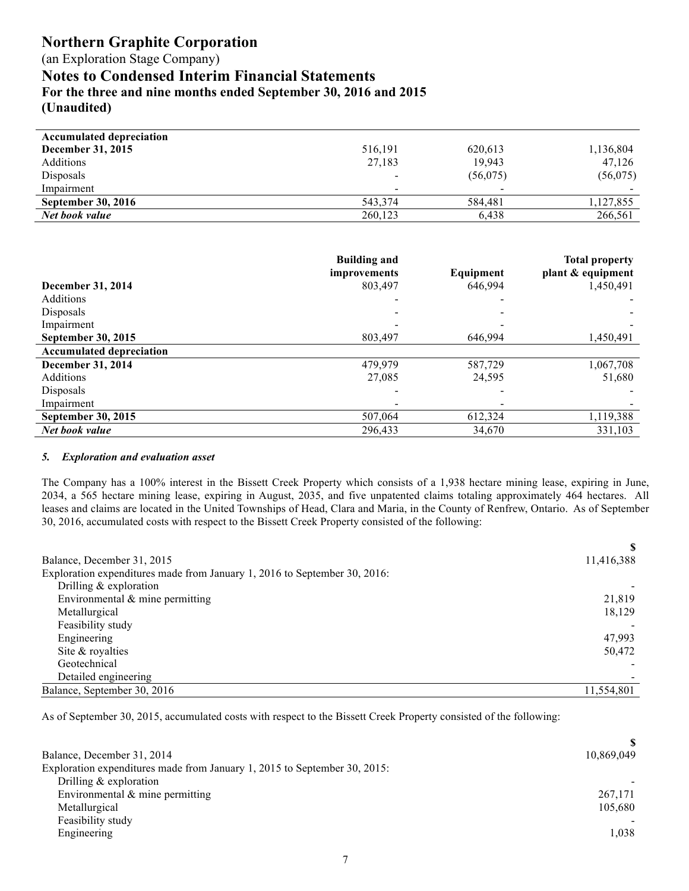| Accumulated depreciation | | | |
|---|---|---|---|
| **December 31, 2015** | 516,191 | 620,613 | 1,136,804 |
| Additions | 27,183 | 19,943 | 47,126 |
| Disposals | - | (56,075) | (56,075) |
| Impairment | - | - | - |
| **September 30, 2016** | 543,374 | 584,481 | 1,127,855 |
| ***Net book value*** | 260,123 | 6,438 | 266,561 |

| | Building and improvements | Equipment | Total property plant & equipment |
|---|---|---|---|
| **December 31, 2014** | 803,497 | 646,994 | 1,450,491 |
| Additions | - | - | - |
| Disposals | - | - | - |
| Impairment | - | - | - |
| **September 30, 2015** | 803,497 | 646,994 | 1,450,491 |
| **Accumulated depreciation** | | | |
| **December 31, 2014** | 479,979 | 587,729 | 1,067,708 |
| Additions | 27,085 | 24,595 | 51,680 |
| Disposals | - | - | - |
| Impairment | - | - | - |
| **September 30, 2015** | 507,064 | 612,324 | 1,119,388 |
| ***Net book value*** | 296,433 | 34,670 | 331,103 |

### *5. Exploration and evaluation asset*

The Company has a 100% interest in the Bissett Creek Property which consists of a 1,938 hectare mining lease, expiring in June, 2034, a 565 hectare mining lease, expiring in August, 2035, and five unpatented claims totaling approximately 464 hectares. All leases and claims are located in the United Townships of Head, Clara and Maria, in the County of Renfrew, Ontario. As of September 30, 2016, accumulated costs with respect to the Bissett Creek Property consisted of the following:

| | $ |
|---|---|
| Balance, December 31, 2015 | 11,416,388 |
| Exploration expenditures made from January 1, 2016 to September 30, 2016: | |
| Drilling & exploration | - |
| Environmental & mine permitting | 21,819 |
| Metallurgical | 18,129 |
| Feasibility study | - |
| Engineering | 47,993 |
| Site & royalties | 50,472 |
| Geotechnical | - |
| Detailed engineering | - |
| Balance, September 30, 2016 | 11,554,801 |

As of September 30, 2015, accumulated costs with respect to the Bissett Creek Property consisted of the following:

| | $ |
|---|---|
| Balance, December 31, 2014 | 10,869,049 |
| Exploration expenditures made from January 1, 2015 to September 30, 2015: | |
| Drilling & exploration | - |
| Environmental & mine permitting | 267,171 |
| Metallurgical | 105,680 |
| Feasibility study | - |
| Engineering | 1,038 |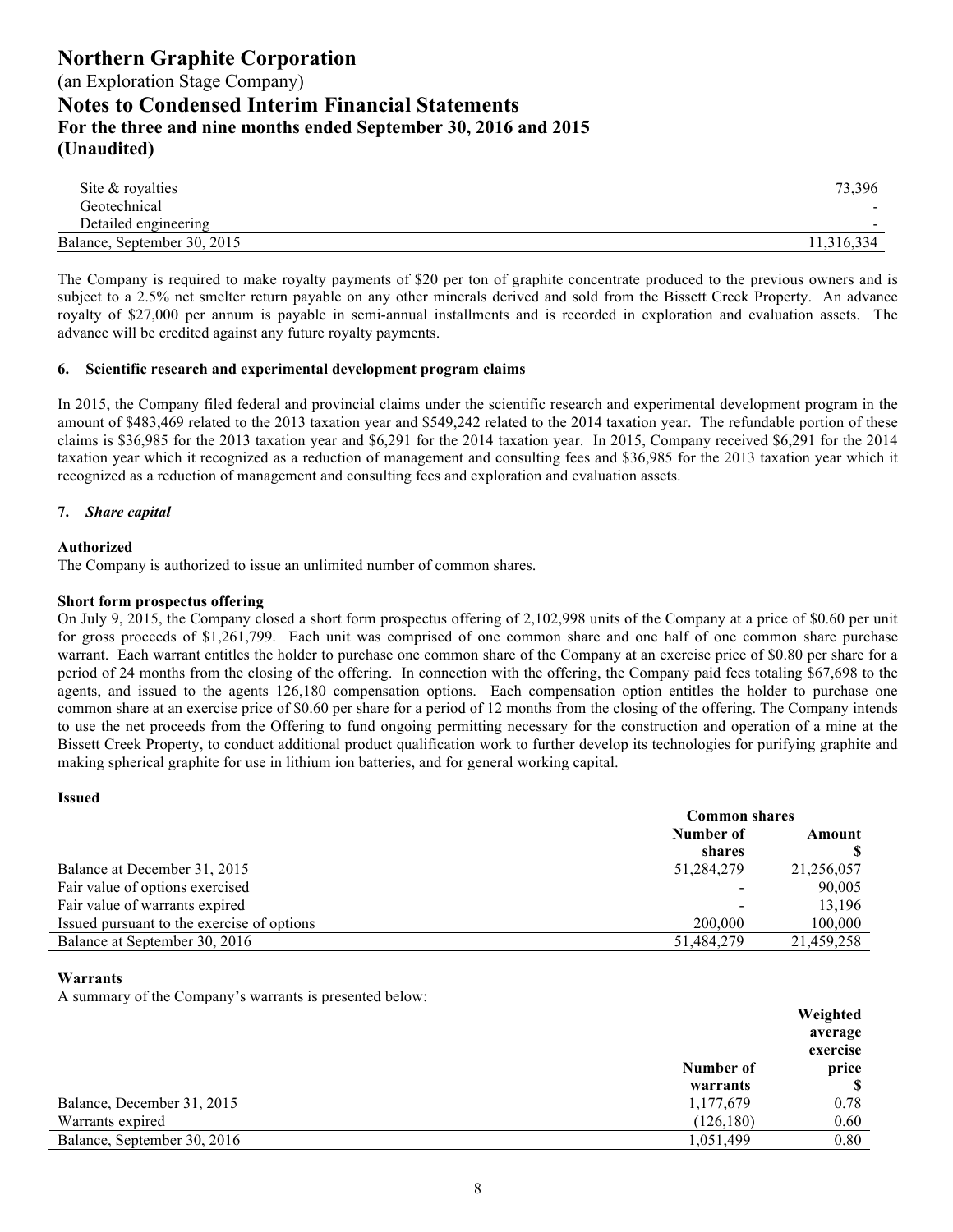| | |
|---|---|
| Site & royalties | 73,396 |
| Geotechnical | - |
| Detailed engineering | - |
| Balance, September 30, 2015 | 11,316,334 |

The Company is required to make royalty payments of $20 per ton of graphite concentrate produced to the previous owners and is subject to a 2.5% net smelter return payable on any other minerals derived and sold from the Bissett Creek Property. An advance royalty of $27,000 per annum is payable in semi-annual installments and is recorded in exploration and evaluation assets. The advance will be credited against any future royalty payments.

## 6. Scientific research and experimental development program claims

In 2015, the Company filed federal and provincial claims under the scientific research and experimental development program in the amount of $483,469 related to the 2013 taxation year and $549,242 related to the 2014 taxation year. The refundable portion of these claims is $36,985 for the 2013 taxation year and $6,291 for the 2014 taxation year. In 2015, Company received $6,291 for the 2014 taxation year which it recognized as a reduction of management and consulting fees and $36,985 for the 2013 taxation year which it recognized as a reduction of management and consulting fees and exploration and evaluation assets.

## 7. *Share capital*

**Authorized**

The Company is authorized to issue an unlimited number of common shares.

**Short form prospectus offering**

On July 9, 2015, the Company closed a short form prospectus offering of 2,102,998 units of the Company at a price of $0.60 per unit for gross proceeds of $1,261,799. Each unit was comprised of one common share and one half of one common share purchase warrant. Each warrant entitles the holder to purchase one common share of the Company at an exercise price of $0.80 per share for a period of 24 months from the closing of the offering. In connection with the offering, the Company paid fees totaling $67,698 to the agents, and issued to the agents 126,180 compensation options. Each compensation option entitles the holder to purchase one common share at an exercise price of $0.60 per share for a period of 12 months from the closing of the offering. The Company intends to use the net proceeds from the Offering to fund ongoing permitting necessary for the construction and operation of a mine at the Bissett Creek Property, to conduct additional product qualification work to further develop its technologies for purifying graphite and making spherical graphite for use in lithium ion batteries, and for general working capital.

**Issued**

| | Common shares | |
|---|---|---|
| | Number of shares | Amount $ |
| Balance at December 31, 2015 | 51,284,279 | 21,256,057 |
| Fair value of options exercised | - | 90,005 |
| Fair value of warrants expired | - | 13,196 |
| Issued pursuant to the exercise of options | 200,000 | 100,000 |
| Balance at September 30, 2016 | 51,484,279 | 21,459,258 |

**Warrants**

A summary of the Company's warrants is presented below:

| | Number of warrants | Weighted average exercise price $ |
|---|---|---|
| Balance, December 31, 2015 | 1,177,679 | 0.78 |
| Warrants expired | (126,180) | 0.60 |
| Balance, September 30, 2016 | 1,051,499 | 0.80 |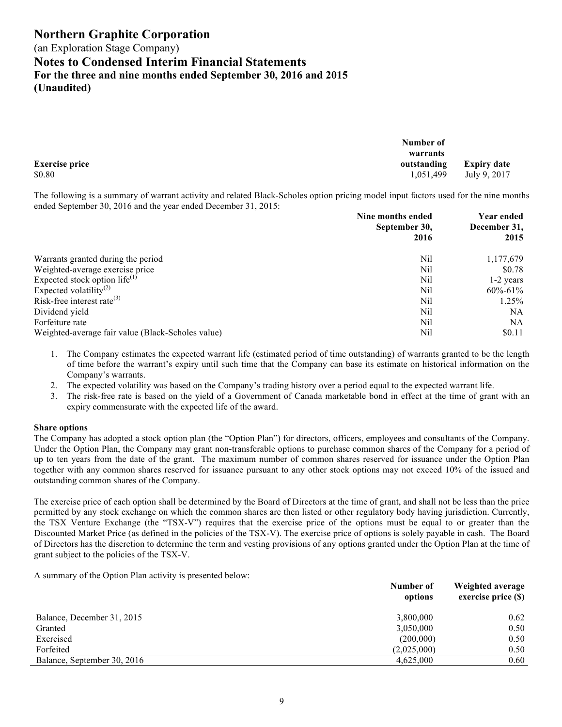| Exercise price | Number of warrants outstanding | Expiry date |
|---|---|---|
| $0.80 | 1,051,499 | July 9, 2017 |

The following is a summary of warrant activity and related Black-Scholes option pricing model input factors used for the nine months ended September 30, 2016 and the year ended December 31, 2015:

| | Nine months ended September 30, 2016 | Year ended December 31, 2015 |
|---|---|---|
| Warrants granted during the period | Nil | 1,177,679 |
| Weighted-average exercise price | Nil | $0.78 |
| Expected stock option life[(1)] | Nil | 1-2 years |
| Expected volatility[(2)] | Nil | 60%-61% |
| Risk-free interest rate[(3)] | Nil | 1.25% |
| Dividend yield | Nil | NA |
| Forfeiture rate | Nil | NA |
| Weighted-average fair value (Black-Scholes value) | Nil | $0.11 |

1. The Company estimates the expected warrant life (estimated period of time outstanding) of warrants granted to be the length of time before the warrant's expiry until such time that the Company can base its estimate on historical information on the Company's warrants.
2. The expected volatility was based on the Company's trading history over a period equal to the expected warrant life.
3. The risk-free rate is based on the yield of a Government of Canada marketable bond in effect at the time of grant with an expiry commensurate with the expected life of the award.

**Share options**

The Company has adopted a stock option plan (the "Option Plan") for directors, officers, employees and consultants of the Company. Under the Option Plan, the Company may grant non-transferable options to purchase common shares of the Company for a period of up to ten years from the date of the grant. The maximum number of common shares reserved for issuance under the Option Plan together with any common shares reserved for issuance pursuant to any other stock options may not exceed 10% of the issued and outstanding common shares of the Company.

The exercise price of each option shall be determined by the Board of Directors at the time of grant, and shall not be less than the price permitted by any stock exchange on which the common shares are then listed or other regulatory body having jurisdiction. Currently, the TSX Venture Exchange (the "TSX-V") requires that the exercise price of the options must be equal to or greater than the Discounted Market Price (as defined in the policies of the TSX-V). The exercise price of options is solely payable in cash. The Board of Directors has the discretion to determine the term and vesting provisions of any options granted under the Option Plan at the time of grant subject to the policies of the TSX-V.

A summary of the Option Plan activity is presented below:

| | Number of options | Weighted average exercise price ($) |
|---|---|---|
| Balance, December 31, 2015 | 3,800,000 | 0.62 |
| Granted | 3,050,000 | 0.50 |
| Exercised | (200,000) | 0.50 |
| Forfeited | (2,025,000) | 0.50 |
| Balance, September 30, 2016 | 4,625,000 | 0.60 |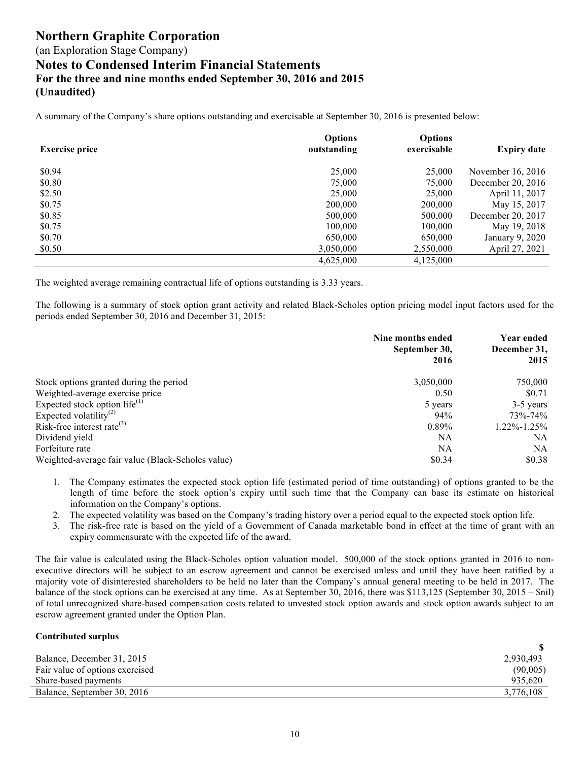# Northern Graphite Corporation

(an Exploration Stage Company)

## Notes to Condensed Interim Financial Statements

### For the three and nine months ended September 30, 2016 and 2015

### (Unaudited)

A summary of the Company's share options outstanding and exercisable at September 30, 2016 is presented below:

| Exercise price | Options outstanding | Options exercisable | Expiry date |
|---|---|---|---|
| $0.94 | 25,000 | 25,000 | November 16, 2016 |
| $0.80 | 75,000 | 75,000 | December 20, 2016 |
| $2.50 | 25,000 | 25,000 | April 11, 2017 |
| $0.75 | 200,000 | 200,000 | May 15, 2017 |
| $0.85 | 500,000 | 500,000 | December 20, 2017 |
| $0.75 | 100,000 | 100,000 | May 19, 2018 |
| $0.70 | 650,000 | 650,000 | January 9, 2020 |
| $0.50 | 3,050,000 | 2,550,000 | April 27, 2021 |
| | 4,625,000 | 4,125,000 | |

The weighted average remaining contractual life of options outstanding is 3.33 years.

The following is a summary of stock option grant activity and related Black-Scholes option pricing model input factors used for the periods ended September 30, 2016 and December 31, 2015:

| | Nine months ended September 30, 2016 | Year ended December 31, 2015 |
|---|---|---|
| Stock options granted during the period | 3,050,000 | 750,000 |
| Weighted-average exercise price | 0.50 | $0.71 |
| Expected stock option life[1] | 5 years | 3-5 years |
| Expected volatility[2] | 94% | 73%-74% |
| Risk-free interest rate[3] | 0.89% | 1.22%-1.25% |
| Dividend yield | NA | NA |
| Forfeiture rate | NA | NA |
| Weighted-average fair value (Black-Scholes value) | $0.34 | $0.38 |

1. The Company estimates the expected stock option life (estimated period of time outstanding) of options granted to be the length of time before the stock option's expiry until such time that the Company can base its estimate on historical information on the Company's options.
2. The expected volatility was based on the Company's trading history over a period equal to the expected stock option life.
3. The risk-free rate is based on the yield of a Government of Canada marketable bond in effect at the time of grant with an expiry commensurate with the expected life of the award.

The fair value is calculated using the Black-Scholes option valuation model. 500,000 of the stock options granted in 2016 to non-executive directors will be subject to an escrow agreement and cannot be exercised unless and until they have been ratified by a majority vote of disinterested shareholders to be held no later than the Company's annual general meeting to be held in 2017. The balance of the stock options can be exercised at any time. As at September 30, 2016, there was $113,125 (September 30, 2015 – $nil) of total unrecognized share-based compensation costs related to unvested stock option awards and stock option awards subject to an escrow agreement granted under the Option Plan.

**Contributed surplus**

| | $ |
|---|---|
| Balance, December 31, 2015 | 2,930,493 |
| Fair value of options exercised | (90,005) |
| Share-based payments | 935,620 |
| Balance, September 30, 2016 | 3,776,108 |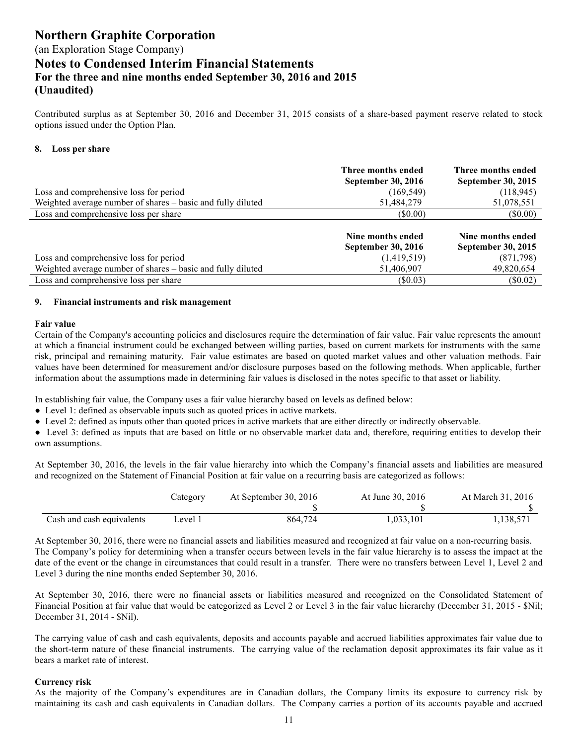Contributed surplus as at September 30, 2016 and December 31, 2015 consists of a share-based payment reserve related to stock options issued under the Option Plan.

## 8. Loss per share

| | Three months ended September 30, 2016 | Three months ended September 30, 2015 |
|---|---|---|
| Loss and comprehensive loss for period | (169,549) | (118,945) |
| Weighted average number of shares – basic and fully diluted | 51,484,279 | 51,078,551 |
| Loss and comprehensive loss per share | ($0.00) | ($0.00) |

| | Nine months ended September 30, 2016 | Nine months ended September 30, 2015 |
|---|---|---|
| Loss and comprehensive loss for period | (1,419,519) | (871,798) |
| Weighted average number of shares – basic and fully diluted | 51,406,907 | 49,820,654 |
| Loss and comprehensive loss per share | ($0.03) | ($0.02) |

## 9. Financial instruments and risk management

**Fair value**

Certain of the Company's accounting policies and disclosures require the determination of fair value. Fair value represents the amount at which a financial instrument could be exchanged between willing parties, based on current markets for instruments with the same risk, principal and remaining maturity. Fair value estimates are based on quoted market values and other valuation methods. Fair values have been determined for measurement and/or disclosure purposes based on the following methods. When applicable, further information about the assumptions made in determining fair values is disclosed in the notes specific to that asset or liability.

In establishing fair value, the Company uses a fair value hierarchy based on levels as defined below:

- Level 1: defined as observable inputs such as quoted prices in active markets.
- Level 2: defined as inputs other than quoted prices in active markets that are either directly or indirectly observable.
- Level 3: defined as inputs that are based on little or no observable market data and, therefore, requiring entities to develop their own assumptions.

At September 30, 2016, the levels in the fair value hierarchy into which the Company's financial assets and liabilities are measured and recognized on the Statement of Financial Position at fair value on a recurring basis are categorized as follows:

| | Category | At September 30, 2016 | At June 30, 2016 | At March 31, 2016 |
|---|---|---|---|---|
| | | $ | $ | $ |
| Cash and cash equivalents | Level 1 | 864,724 | 1,033,101 | 1,138,571 |

At September 30, 2016, there were no financial assets and liabilities measured and recognized at fair value on a non-recurring basis. The Company's policy for determining when a transfer occurs between levels in the fair value hierarchy is to assess the impact at the date of the event or the change in circumstances that could result in a transfer. There were no transfers between Level 1, Level 2 and Level 3 during the nine months ended September 30, 2016.

At September 30, 2016, there were no financial assets or liabilities measured and recognized on the Consolidated Statement of Financial Position at fair value that would be categorized as Level 2 or Level 3 in the fair value hierarchy (December 31, 2015 - $Nil; December 31, 2014 - $Nil).

The carrying value of cash and cash equivalents, deposits and accounts payable and accrued liabilities approximates fair value due to the short-term nature of these financial instruments. The carrying value of the reclamation deposit approximates its fair value as it bears a market rate of interest.

**Currency risk**

As the majority of the Company's expenditures are in Canadian dollars, the Company limits its exposure to currency risk by maintaining its cash and cash equivalents in Canadian dollars. The Company carries a portion of its accounts payable and accrued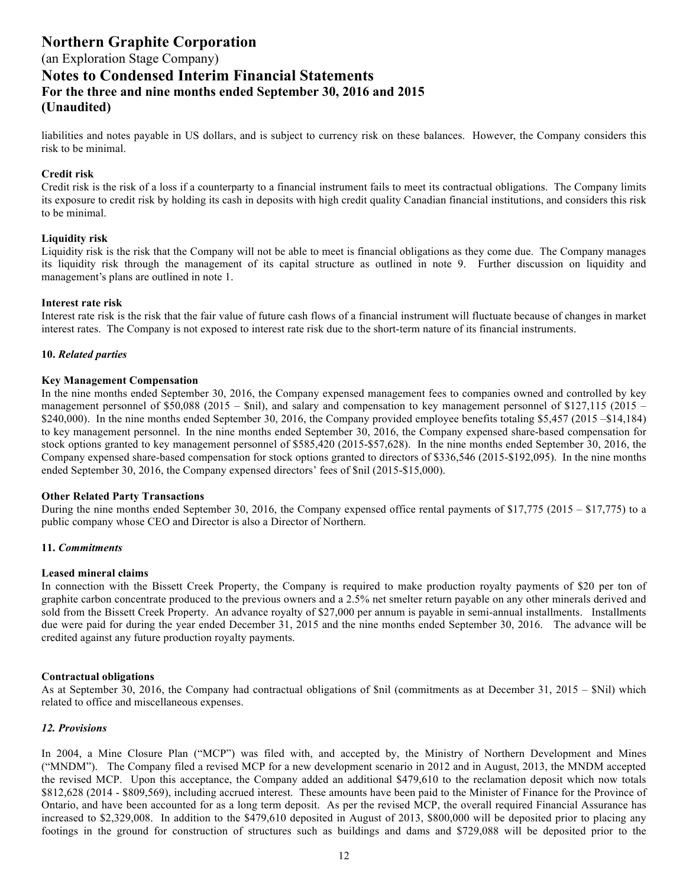liabilities and notes payable in US dollars, and is subject to currency risk on these balances. However, the Company considers this risk to be minimal.

**Credit risk**

Credit risk is the risk of a loss if a counterparty to a financial instrument fails to meet its contractual obligations. The Company limits its exposure to credit risk by holding its cash in deposits with high credit quality Canadian financial institutions, and considers this risk to be minimal.

**Liquidity risk**

Liquidity risk is the risk that the Company will not be able to meet is financial obligations as they come due. The Company manages its liquidity risk through the management of its capital structure as outlined in note 9. Further discussion on liquidity and management's plans are outlined in note 1.

**Interest rate risk**

Interest rate risk is the risk that the fair value of future cash flows of a financial instrument will fluctuate because of changes in market interest rates. The Company is not exposed to interest rate risk due to the short-term nature of its financial instruments.

## 10. *Related parties*

**Key Management Compensation**

In the nine months ended September 30, 2016, the Company expensed management fees to companies owned and controlled by key management personnel of $50,088 (2015 – $nil), and salary and compensation to key management personnel of $127,115 (2015 – $240,000). In the nine months ended September 30, 2016, the Company provided employee benefits totaling $5,457 (2015 –$14,184) to key management personnel. In the nine months ended September 30, 2016, the Company expensed share-based compensation for stock options granted to key management personnel of $585,420 (2015-$57,628). In the nine months ended September 30, 2016, the Company expensed share-based compensation for stock options granted to directors of $336,546 (2015-$192,095). In the nine months ended September 30, 2016, the Company expensed directors' fees of $nil (2015-$15,000).

**Other Related Party Transactions**

During the nine months ended September 30, 2016, the Company expensed office rental payments of $17,775 (2015 – $17,775) to a public company whose CEO and Director is also a Director of Northern.

## 11. *Commitments*

**Leased mineral claims**

In connection with the Bissett Creek Property, the Company is required to make production royalty payments of $20 per ton of graphite carbon concentrate produced to the previous owners and a 2.5% net smelter return payable on any other minerals derived and sold from the Bissett Creek Property. An advance royalty of $27,000 per annum is payable in semi-annual installments. Installments due were paid for during the year ended December 31, 2015 and the nine months ended September 30, 2016. The advance will be credited against any future production royalty payments.

**Contractual obligations**

As at September 30, 2016, the Company had contractual obligations of $nil (commitments as at December 31, 2015 – $Nil) which related to office and miscellaneous expenses.

## *12. Provisions*

In 2004, a Mine Closure Plan ("MCP") was filed with, and accepted by, the Ministry of Northern Development and Mines ("MNDM"). The Company filed a revised MCP for a new development scenario in 2012 and in August, 2013, the MNDM accepted the revised MCP. Upon this acceptance, the Company added an additional $479,610 to the reclamation deposit which now totals $812,628 (2014 - $809,569), including accrued interest. These amounts have been paid to the Minister of Finance for the Province of Ontario, and have been accounted for as a long term deposit. As per the revised MCP, the overall required Financial Assurance has increased to $2,329,008. In addition to the $479,610 deposited in August of 2013, $800,000 will be deposited prior to placing any footings in the ground for construction of structures such as buildings and dams and $729,088 will be deposited prior to the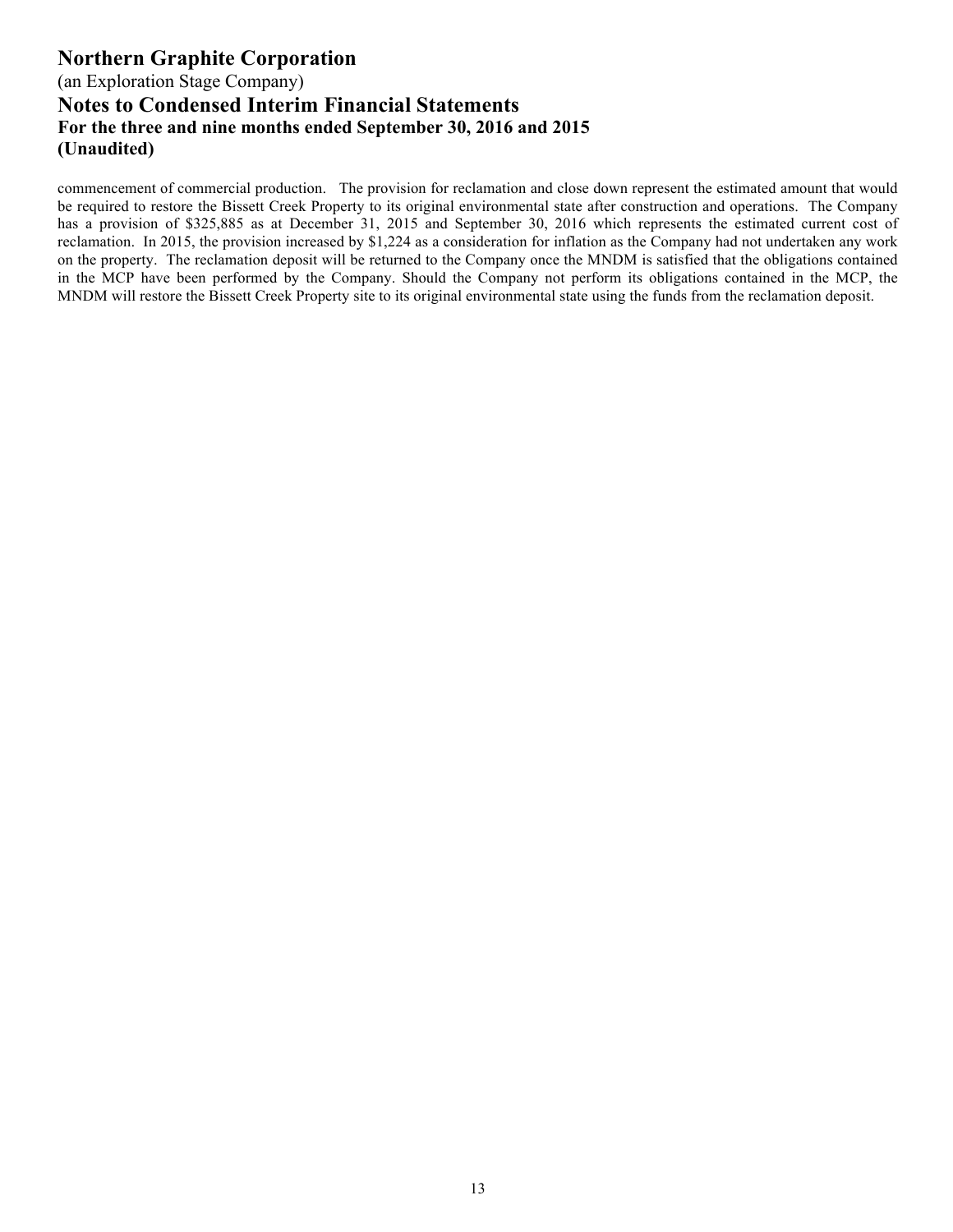commencement of commercial production. The provision for reclamation and close down represent the estimated amount that would be required to restore the Bissett Creek Property to its original environmental state after construction and operations. The Company has a provision of $325,885 as at December 31, 2015 and September 30, 2016 which represents the estimated current cost of reclamation. In 2015, the provision increased by $1,224 as a consideration for inflation as the Company had not undertaken any work on the property. The reclamation deposit will be returned to the Company once the MNDM is satisfied that the obligations contained in the MCP have been performed by the Company. Should the Company not perform its obligations contained in the MCP, the MNDM will restore the Bissett Creek Property site to its original environmental state using the funds from the reclamation deposit.